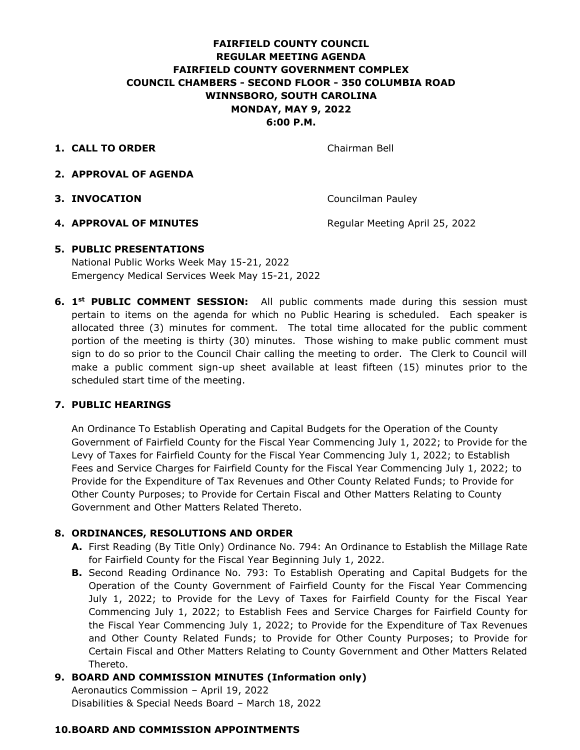# FAIRFIELD COUNTY COUNCIL
## REGULAR MEETING AGENDA
## FAIRFIELD COUNTY GOVERNMENT COMPLEX
## COUNCIL CHAMBERS - SECOND FLOOR - 350 COLUMBIA ROAD
## WINNSBORO, SOUTH CAROLINA
## MONDAY, MAY 9, 2022
## 6:00 P.M.

**1. CALL TO ORDER** — Chairman Bell

**2. APPROVAL OF AGENDA**

**3. INVOCATION** — Councilman Pauley

**4. APPROVAL OF MINUTES** — Regular Meeting April 25, 2022

**5. PUBLIC PRESENTATIONS**

National Public Works Week May 15-21, 2022
Emergency Medical Services Week May 15-21, 2022

**6. 1st PUBLIC COMMENT SESSION:** All public comments made during this session must pertain to items on the agenda for which no Public Hearing is scheduled. Each speaker is allocated three (3) minutes for comment. The total time allocated for the public comment portion of the meeting is thirty (30) minutes. Those wishing to make public comment must sign to do so prior to the Council Chair calling the meeting to order. The Clerk to Council will make a public comment sign-up sheet available at least fifteen (15) minutes prior to the scheduled start time of the meeting.

**7. PUBLIC HEARINGS**

An Ordinance To Establish Operating and Capital Budgets for the Operation of the County Government of Fairfield County for the Fiscal Year Commencing July 1, 2022; to Provide for the Levy of Taxes for Fairfield County for the Fiscal Year Commencing July 1, 2022; to Establish Fees and Service Charges for Fairfield County for the Fiscal Year Commencing July 1, 2022; to Provide for the Expenditure of Tax Revenues and Other County Related Funds; to Provide for Other County Purposes; to Provide for Certain Fiscal and Other Matters Relating to County Government and Other Matters Related Thereto.

**8. ORDINANCES, RESOLUTIONS AND ORDER**

- **A.** First Reading (By Title Only) Ordinance No. 794: An Ordinance to Establish the Millage Rate for Fairfield County for the Fiscal Year Beginning July 1, 2022.
- **B.** Second Reading Ordinance No. 793: To Establish Operating and Capital Budgets for the Operation of the County Government of Fairfield County for the Fiscal Year Commencing July 1, 2022; to Provide for the Levy of Taxes for Fairfield County for the Fiscal Year Commencing July 1, 2022; to Establish Fees and Service Charges for Fairfield County for the Fiscal Year Commencing July 1, 2022; to Provide for the Expenditure of Tax Revenues and Other County Related Funds; to Provide for Other County Purposes; to Provide for Certain Fiscal and Other Matters Relating to County Government and Other Matters Related Thereto.

**9. BOARD AND COMMISSION MINUTES (Information only)**

Aeronautics Commission – April 19, 2022
Disabilities & Special Needs Board – March 18, 2022

**10. BOARD AND COMMISSION APPOINTMENTS**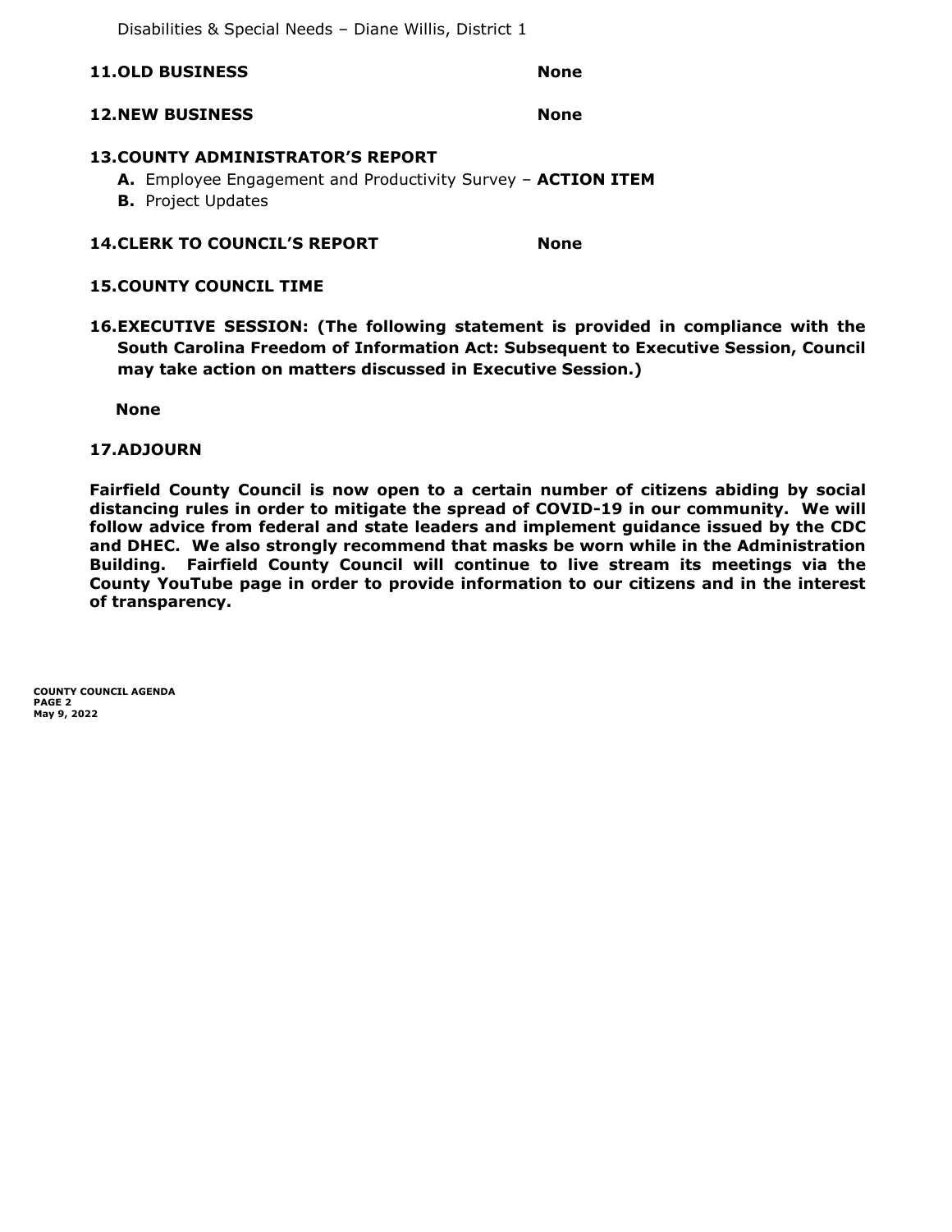Disabilities & Special Needs – Diane Willis, District 1

**11. OLD BUSINESS** **None**

**12. NEW BUSINESS** **None**

**13. COUNTY ADMINISTRATOR'S REPORT**

**A.** Employee Engagement and Productivity Survey – **ACTION ITEM**

**B.** Project Updates

**14. CLERK TO COUNCIL'S REPORT** **None**

**15. COUNTY COUNCIL TIME**

**16. EXECUTIVE SESSION: (The following statement is provided in compliance with the South Carolina Freedom of Information Act: Subsequent to Executive Session, Council may take action on matters discussed in Executive Session.)**

**None**

**17. ADJOURN**

**Fairfield County Council is now open to a certain number of citizens abiding by social distancing rules in order to mitigate the spread of COVID-19 in our community. We will follow advice from federal and state leaders and implement guidance issued by the CDC and DHEC. We also strongly recommend that masks be worn while in the Administration Building. Fairfield County Council will continue to live stream its meetings via the County YouTube page in order to provide information to our citizens and in the interest of transparency.**